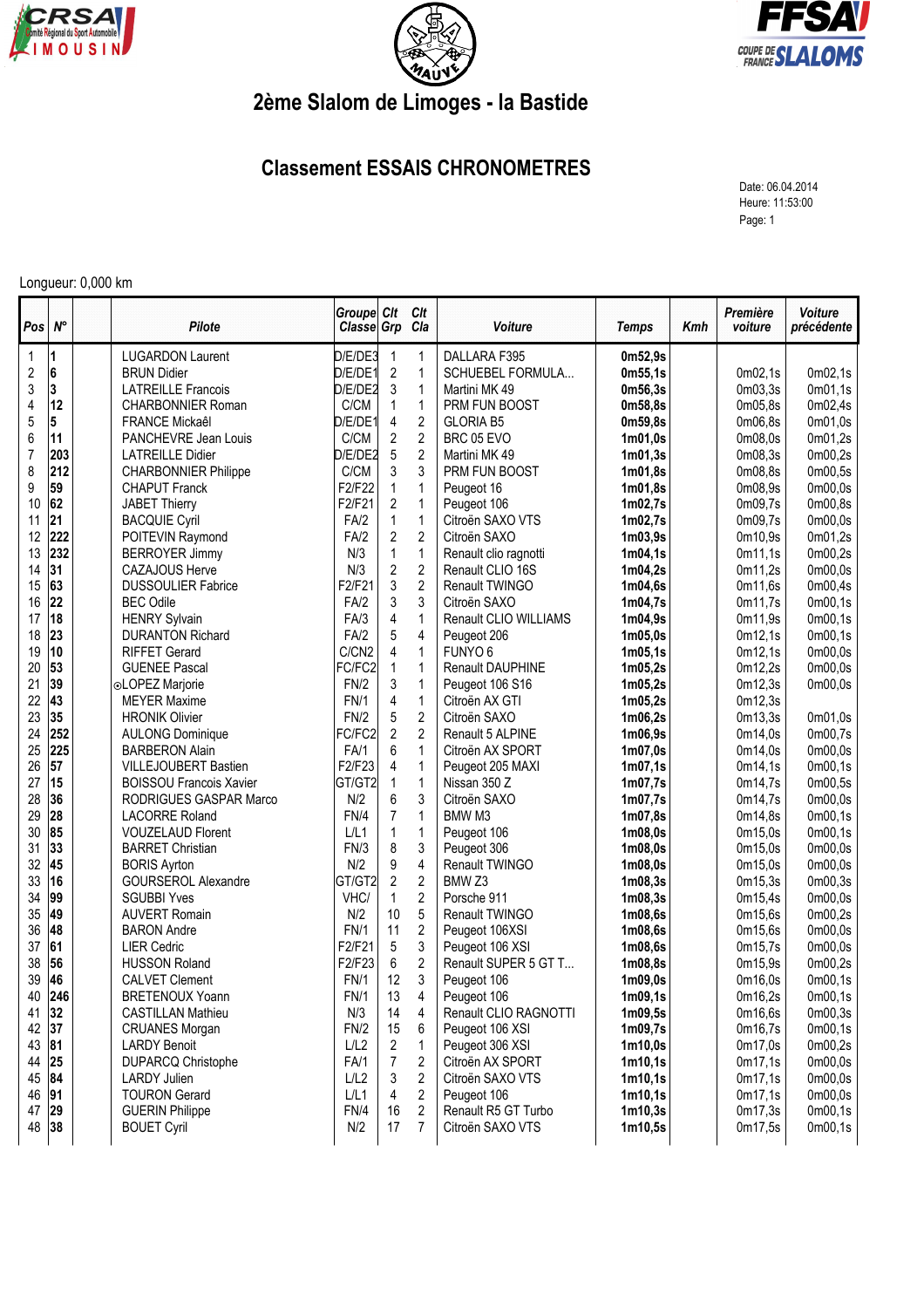# 2ème Slalom de Limoges - la Bastide

## Classement ESSAIS CHRONOMETRES

Date: 06.04.2014
Heure: 11:53:00
Page: 1

Longueur: 0,000 km

| Pos | N° | | Pilote | Groupe Classe | Clt Grp | Clt Cla | Voiture | Temps | Kmh | Première voiture | Voiture précédente |
|---|---|---|---|---|---|---|---|---|---|---|---|
| 1 | 1 | | LUGARDON Laurent | D/E/DE3 | 1 | 1 | DALLARA F395 | 0m52,9s | | | |
| 2 | 6 | | BRUN Didier | D/E/DE1 | 2 | 1 | SCHUEBEL FORMULA... | 0m55,1s | | 0m02,1s | 0m02,1s |
| 3 | 3 | | LATREILLE Francois | D/E/DE2 | 3 | 1 | Martini MK 49 | 0m56,3s | | 0m03,3s | 0m01,1s |
| 4 | 12 | | CHARBONNIER Roman | C/CM | 1 | 1 | PRM FUN BOOST | 0m58,8s | | 0m05,8s | 0m02,4s |
| 5 | 5 | | FRANCE Mickaêl | D/E/DE1 | 4 | 2 | GLORIA B5 | 0m59,8s | | 0m06,8s | 0m01,0s |
| 6 | 11 | | PANCHEVRE Jean Louis | C/CM | 2 | 2 | BRC 05 EVO | 1m01,0s | | 0m08,0s | 0m01,2s |
| 7 | 203 | | LATREILLE Didier | D/E/DE2 | 5 | 2 | Martini MK 49 | 1m01,3s | | 0m08,3s | 0m00,2s |
| 8 | 212 | | CHARBONNIER Philippe | C/CM | 3 | 3 | PRM FUN BOOST | 1m01,8s | | 0m08,8s | 0m00,5s |
| 9 | 59 | | CHAPUT Franck | F2/F22 | 1 | 1 | Peugeot 16 | 1m01,8s | | 0m08,9s | 0m00,0s |
| 10 | 62 | | JABET Thierry | F2/F21 | 2 | 1 | Peugeot 106 | 1m02,7s | | 0m09,7s | 0m00,8s |
| 11 | 21 | | BACQUIE Cyril | FA/2 | 1 | 1 | Citroën SAXO VTS | 1m02,7s | | 0m09,7s | 0m00,0s |
| 12 | 222 | | POITEVIN Raymond | FA/2 | 2 | 2 | Citroën SAXO | 1m03,9s | | 0m10,9s | 0m01,2s |
| 13 | 232 | | BERROYER Jimmy | N/3 | 1 | 1 | Renault clio ragnotti | 1m04,1s | | 0m11,1s | 0m00,2s |
| 14 | 31 | | CAZAJOUS Herve | N/3 | 2 | 2 | Renault CLIO 16S | 1m04,2s | | 0m11,2s | 0m00,0s |
| 15 | 63 | | DUSSOULIER Fabrice | F2/F21 | 3 | 2 | Renault TWINGO | 1m04,6s | | 0m11,6s | 0m00,4s |
| 16 | 22 | | BEC Odile | FA/2 | 3 | 3 | Citroën SAXO | 1m04,7s | | 0m11,7s | 0m00,1s |
| 17 | 18 | | HENRY Sylvain | FA/3 | 4 | 1 | Renault CLIO WILLIAMS | 1m04,9s | | 0m11,9s | 0m00,1s |
| 18 | 23 | | DURANTON Richard | FA/2 | 5 | 4 | Peugeot 206 | 1m05,0s | | 0m12,1s | 0m00,1s |
| 19 | 10 | | RIFFET Gerard | C/CN2 | 4 | 1 | FUNYO 6 | 1m05,1s | | 0m12,1s | 0m00,0s |
| 20 | 53 | | GUENEE Pascal | FC/FC2 | 1 | 1 | Renault DAUPHINE | 1m05,2s | | 0m12,2s | 0m00,0s |
| 21 | 39 | | ⊙LOPEZ Marjorie | FN/2 | 3 | 1 | Peugeot 106 S16 | 1m05,2s | | 0m12,3s | 0m00,0s |
| 22 | 43 | | MEYER Maxime | FN/1 | 4 | 1 | Citroën AX GTI | 1m05,2s | | 0m12,3s | |
| 23 | 35 | | HRONIK Olivier | FN/2 | 5 | 2 | Citroën SAXO | 1m06,2s | | 0m13,3s | 0m01,0s |
| 24 | 252 | | AULONG Dominique | FC/FC2 | 2 | 2 | Renault 5 ALPINE | 1m06,9s | | 0m14,0s | 0m00,7s |
| 25 | 225 | | BARBERON Alain | FA/1 | 6 | 1 | Citroën AX SPORT | 1m07,0s | | 0m14,0s | 0m00,0s |
| 26 | 57 | | VILLEJOUBERT Bastien | F2/F23 | 4 | 1 | Peugeot 205 MAXI | 1m07,1s | | 0m14,1s | 0m00,1s |
| 27 | 15 | | BOISSOU Francois Xavier | GT/GT2 | 1 | 1 | Nissan 350 Z | 1m07,7s | | 0m14,7s | 0m00,5s |
| 28 | 36 | | RODRIGUES GASPAR Marco | N/2 | 6 | 3 | Citroën SAXO | 1m07,7s | | 0m14,7s | 0m00,0s |
| 29 | 28 | | LACORRE Roland | FN/4 | 7 | 1 | BMW M3 | 1m07,8s | | 0m14,8s | 0m00,1s |
| 30 | 85 | | VOUZELAUD Florent | L/L1 | 1 | 1 | Peugeot 106 | 1m08,0s | | 0m15,0s | 0m00,1s |
| 31 | 33 | | BARRET Christian | FN/3 | 8 | 3 | Peugeot 306 | 1m08,0s | | 0m15,0s | 0m00,0s |
| 32 | 45 | | BORIS Ayrton | N/2 | 9 | 4 | Renault TWINGO | 1m08,0s | | 0m15,0s | 0m00,0s |
| 33 | 16 | | GOURSEROL Alexandre | GT/GT2 | 2 | 2 | BMW Z3 | 1m08,3s | | 0m15,3s | 0m00,3s |
| 34 | 99 | | SGUBBI Yves | VHC/ | 1 | 2 | Porsche 911 | 1m08,3s | | 0m15,4s | 0m00,0s |
| 35 | 49 | | AUVERT Romain | N/2 | 10 | 5 | Renault TWINGO | 1m08,6s | | 0m15,6s | 0m00,2s |
| 36 | 48 | | BARON Andre | FN/1 | 11 | 2 | Peugeot 106XSI | 1m08,6s | | 0m15,6s | 0m00,0s |
| 37 | 61 | | LIER Cedric | F2/F21 | 5 | 3 | Peugeot 106 XSI | 1m08,6s | | 0m15,7s | 0m00,0s |
| 38 | 56 | | HUSSON Roland | F2/F23 | 6 | 2 | Renault SUPER 5 GT T... | 1m08,8s | | 0m15,9s | 0m00,2s |
| 39 | 46 | | CALVET Clement | FN/1 | 12 | 3 | Peugeot 106 | 1m09,0s | | 0m16,0s | 0m00,1s |
| 40 | 246 | | BRETENOUX Yoann | FN/1 | 13 | 4 | Peugeot 106 | 1m09,1s | | 0m16,2s | 0m00,1s |
| 41 | 32 | | CASTILLAN Mathieu | N/3 | 14 | 4 | Renault CLIO RAGNOTTI | 1m09,5s | | 0m16,6s | 0m00,3s |
| 42 | 37 | | CRUANES Morgan | FN/2 | 15 | 6 | Peugeot 106 XSI | 1m09,7s | | 0m16,7s | 0m00,1s |
| 43 | 81 | | LARDY Benoit | L/L2 | 2 | 1 | Peugeot 306 XSI | 1m10,0s | | 0m17,0s | 0m00,2s |
| 44 | 25 | | DUPARCQ Christophe | FA/1 | 7 | 2 | Citroën AX SPORT | 1m10,1s | | 0m17,1s | 0m00,0s |
| 45 | 84 | | LARDY Julien | L/L2 | 3 | 2 | Citroën SAXO VTS | 1m10,1s | | 0m17,1s | 0m00,0s |
| 46 | 91 | | TOURON Gerard | L/L1 | 4 | 2 | Peugeot 106 | 1m10,1s | | 0m17,1s | 0m00,0s |
| 47 | 29 | | GUERIN Philippe | FN/4 | 16 | 2 | Renault R5 GT Turbo | 1m10,3s | | 0m17,3s | 0m00,1s |
| 48 | 38 | | BOUET Cyril | N/2 | 17 | 7 | Citroën SAXO VTS | 1m10,5s | | 0m17,5s | 0m00,1s |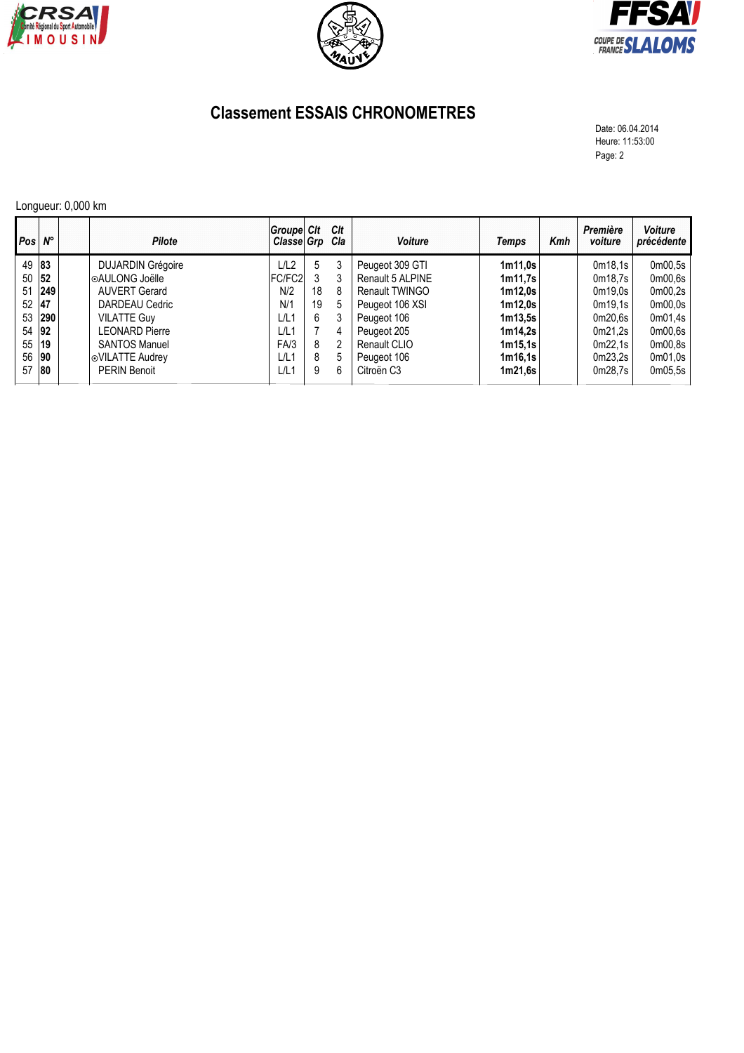# Classement ESSAIS CHRONOMETRES

Date: 06.04.2014
Heure: 11:53:00
Page: 2

Longueur: 0,000 km

| Pos | N° | | Pilote | Groupe Classe | Clt Grp | Clt Cla | Voiture | Temps | Kmh | Première voiture | Voiture précédente |
|---|---|---|---|---|---|---|---|---|---|---|---|
| 49 | **83** | | DUJARDIN Grégoire | L/L2 | 5 | 3 | Peugeot 309 GTI | **1m11,0s** | | 0m18,1s | 0m00,5s |
| 50 | **52** | | ⊙AULONG Joëlle | FC/FC2 | 3 | 3 | Renault 5 ALPINE | **1m11,7s** | | 0m18,7s | 0m00,6s |
| 51 | **249** | | AUVERT Gerard | N/2 | 18 | 8 | Renault TWINGO | **1m12,0s** | | 0m19,0s | 0m00,2s |
| 52 | **47** | | DARDEAU Cedric | N/1 | 19 | 5 | Peugeot 106 XSI | **1m12,0s** | | 0m19,1s | 0m00,0s |
| 53 | **290** | | VILATTE Guy | L/L1 | 6 | 3 | Peugeot 106 | **1m13,5s** | | 0m20,6s | 0m01,4s |
| 54 | **92** | | LEONARD Pierre | L/L1 | 7 | 4 | Peugeot 205 | **1m14,2s** | | 0m21,2s | 0m00,6s |
| 55 | **19** | | SANTOS Manuel | FA/3 | 8 | 2 | Renault CLIO | **1m15,1s** | | 0m22,1s | 0m00,8s |
| 56 | **90** | | ⊙VILATTE Audrey | L/L1 | 8 | 5 | Peugeot 106 | **1m16,1s** | | 0m23,2s | 0m01,0s |
| 57 | **80** | | PERIN Benoit | L/L1 | 9 | 6 | Citroën C3 | **1m21,6s** | | 0m28,7s | 0m05,5s |